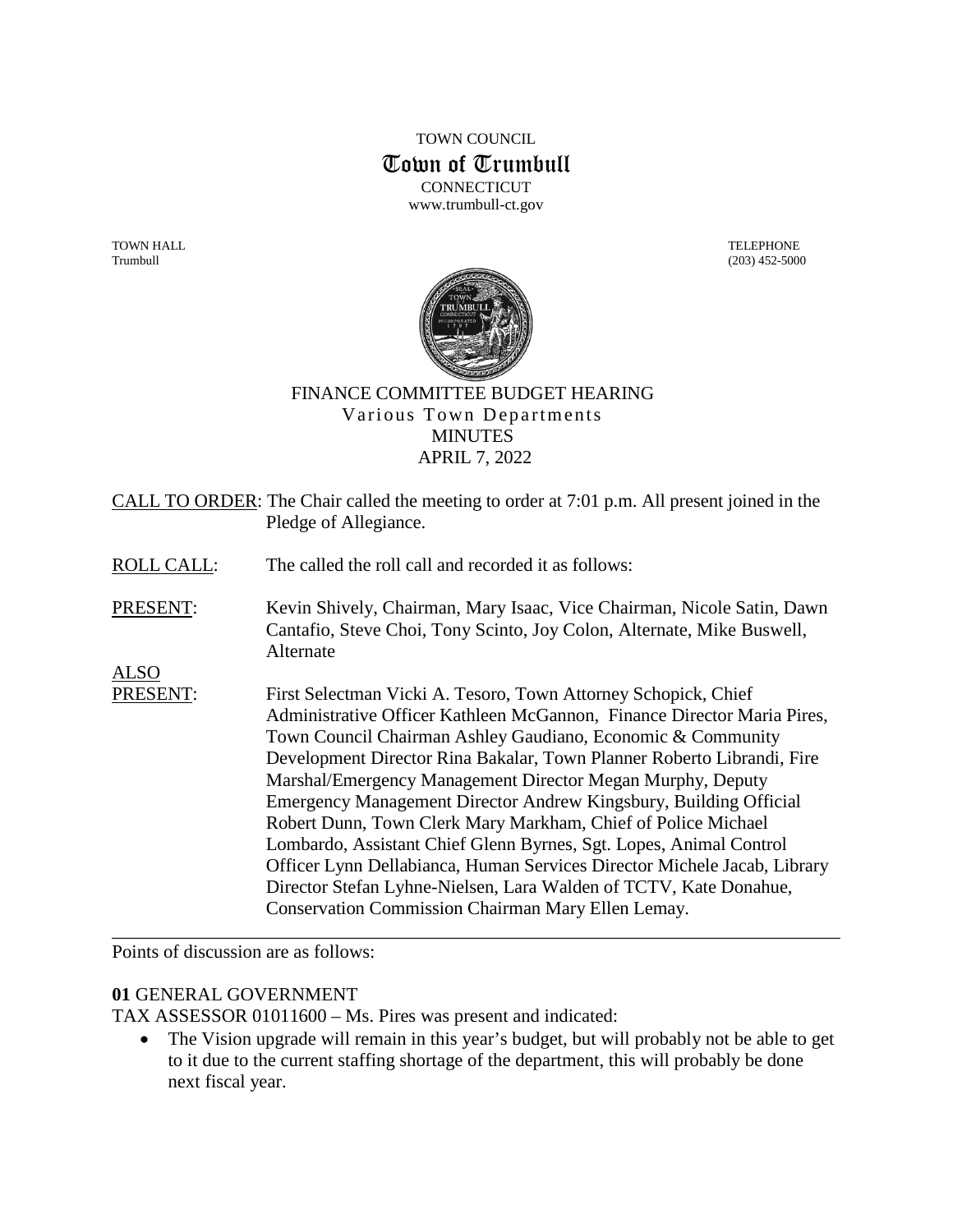TOWN COUNCIL

# Town of Trumbull

CONNECTICUT

www.trumbull-ct.gov

TOWN HALL
Trumbull

TELEPHONE
(203) 452-5000

## FINANCE COMMITTEE BUDGET HEARING
## Various Town Departments
## MINUTES
## APRIL 7, 2022

CALL TO ORDER: The Chair called the meeting to order at 7:01 p.m. All present joined in the Pledge of Allegiance.

ROLL CALL: The called the roll call and recorded it as follows:

PRESENT: Kevin Shively, Chairman, Mary Isaac, Vice Chairman, Nicole Satin, Dawn Cantafio, Steve Choi, Tony Scinto, Joy Colon, Alternate, Mike Buswell, Alternate

ALSO PRESENT: First Selectman Vicki A. Tesoro, Town Attorney Schopick, Chief Administrative Officer Kathleen McGannon, Finance Director Maria Pires, Town Council Chairman Ashley Gaudiano, Economic & Community Development Director Rina Bakalar, Town Planner Roberto Librandi, Fire Marshal/Emergency Management Director Megan Murphy, Deputy Emergency Management Director Andrew Kingsbury, Building Official Robert Dunn, Town Clerk Mary Markham, Chief of Police Michael Lombardo, Assistant Chief Glenn Byrnes, Sgt. Lopes, Animal Control Officer Lynn Dellabianca, Human Services Director Michele Jacab, Library Director Stefan Lyhne-Nielsen, Lara Walden of TCTV, Kate Donahue, Conservation Commission Chairman Mary Ellen Lemay.

---

Points of discussion are as follows:

**01** GENERAL GOVERNMENT

TAX ASSESSOR 01011600 – Ms. Pires was present and indicated:

- The Vision upgrade will remain in this year's budget, but will probably not be able to get to it due to the current staffing shortage of the department, this will probably be done next fiscal year.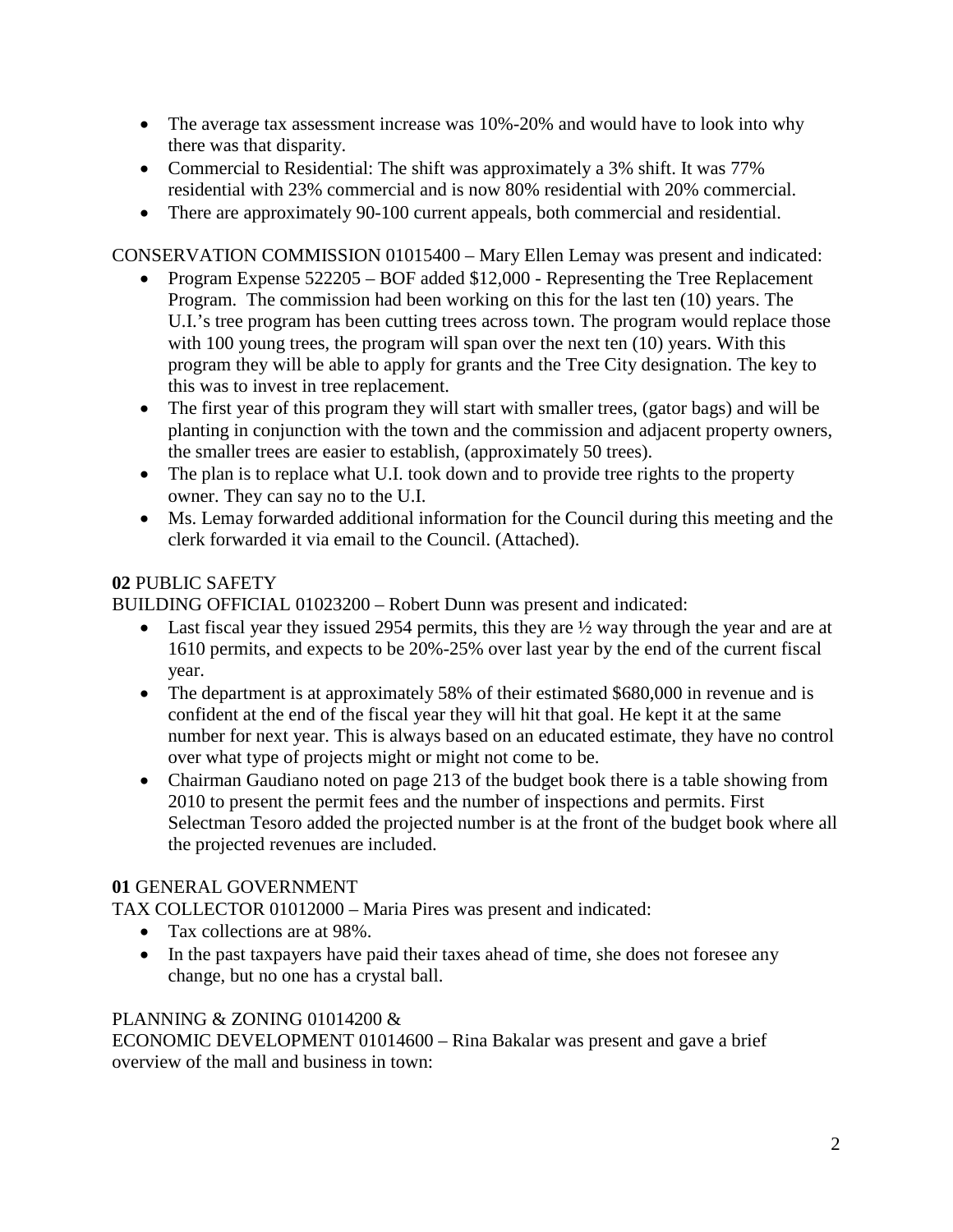- The average tax assessment increase was 10%-20% and would have to look into why there was that disparity.
- Commercial to Residential: The shift was approximately a 3% shift. It was 77% residential with 23% commercial and is now 80% residential with 20% commercial.
- There are approximately 90-100 current appeals, both commercial and residential.

CONSERVATION COMMISSION 01015400 – Mary Ellen Lemay was present and indicated:

- Program Expense 522205 – BOF added $12,000 - Representing the Tree Replacement Program. The commission had been working on this for the last ten (10) years. The U.I.'s tree program has been cutting trees across town. The program would replace those with 100 young trees, the program will span over the next ten (10) years. With this program they will be able to apply for grants and the Tree City designation. The key to this was to invest in tree replacement.
- The first year of this program they will start with smaller trees, (gator bags) and will be planting in conjunction with the town and the commission and adjacent property owners, the smaller trees are easier to establish, (approximately 50 trees).
- The plan is to replace what U.I. took down and to provide tree rights to the property owner. They can say no to the U.I.
- Ms. Lemay forwarded additional information for the Council during this meeting and the clerk forwarded it via email to the Council. (Attached).

**02** PUBLIC SAFETY

BUILDING OFFICIAL 01023200 – Robert Dunn was present and indicated:

- Last fiscal year they issued 2954 permits, this they are ½ way through the year and are at 1610 permits, and expects to be 20%-25% over last year by the end of the current fiscal year.
- The department is at approximately 58% of their estimated $680,000 in revenue and is confident at the end of the fiscal year they will hit that goal. He kept it at the same number for next year. This is always based on an educated estimate, they have no control over what type of projects might or might not come to be.
- Chairman Gaudiano noted on page 213 of the budget book there is a table showing from 2010 to present the permit fees and the number of inspections and permits. First Selectman Tesoro added the projected number is at the front of the budget book where all the projected revenues are included.

**01** GENERAL GOVERNMENT

TAX COLLECTOR 01012000 – Maria Pires was present and indicated:

- Tax collections are at 98%.
- In the past taxpayers have paid their taxes ahead of time, she does not foresee any change, but no one has a crystal ball.

PLANNING & ZONING 01014200 &
ECONOMIC DEVELOPMENT 01014600 – Rina Bakalar was present and gave a brief overview of the mall and business in town: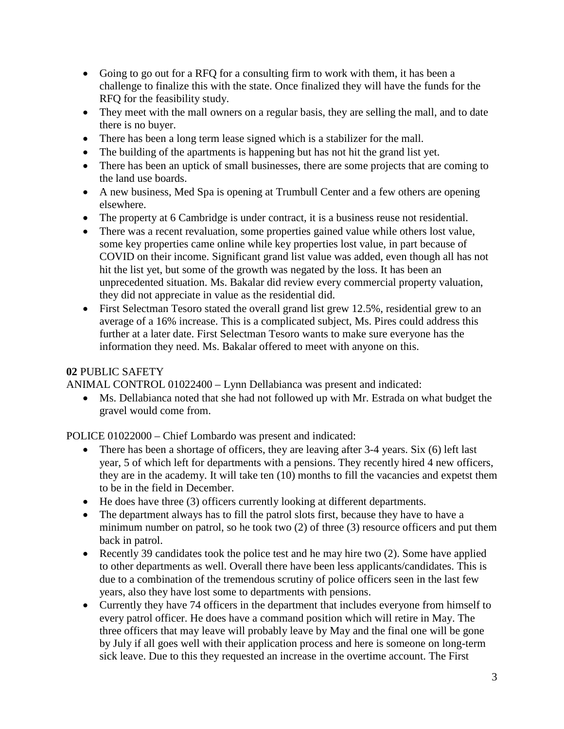- Going to go out for a RFQ for a consulting firm to work with them, it has been a challenge to finalize this with the state. Once finalized they will have the funds for the RFQ for the feasibility study.
- They meet with the mall owners on a regular basis, they are selling the mall, and to date there is no buyer.
- There has been a long term lease signed which is a stabilizer for the mall.
- The building of the apartments is happening but has not hit the grand list yet.
- There has been an uptick of small businesses, there are some projects that are coming to the land use boards.
- A new business, Med Spa is opening at Trumbull Center and a few others are opening elsewhere.
- The property at 6 Cambridge is under contract, it is a business reuse not residential.
- There was a recent revaluation, some properties gained value while others lost value, some key properties came online while key properties lost value, in part because of COVID on their income. Significant grand list value was added, even though all has not hit the list yet, but some of the growth was negated by the loss. It has been an unprecedented situation. Ms. Bakalar did review every commercial property valuation, they did not appreciate in value as the residential did.
- First Selectman Tesoro stated the overall grand list grew 12.5%, residential grew to an average of a 16% increase. This is a complicated subject, Ms. Pires could address this further at a later date. First Selectman Tesoro wants to make sure everyone has the information they need. Ms. Bakalar offered to meet with anyone on this.

**02** PUBLIC SAFETY

ANIMAL CONTROL 01022400 – Lynn Dellabianca was present and indicated:

- Ms. Dellabianca noted that she had not followed up with Mr. Estrada on what budget the gravel would come from.

POLICE 01022000 – Chief Lombardo was present and indicated:

- There has been a shortage of officers, they are leaving after 3-4 years. Six (6) left last year, 5 of which left for departments with a pensions. They recently hired 4 new officers, they are in the academy. It will take ten (10) months to fill the vacancies and expetst them to be in the field in December.
- He does have three (3) officers currently looking at different departments.
- The department always has to fill the patrol slots first, because they have to have a minimum number on patrol, so he took two (2) of three (3) resource officers and put them back in patrol.
- Recently 39 candidates took the police test and he may hire two (2). Some have applied to other departments as well. Overall there have been less applicants/candidates. This is due to a combination of the tremendous scrutiny of police officers seen in the last few years, also they have lost some to departments with pensions.
- Currently they have 74 officers in the department that includes everyone from himself to every patrol officer. He does have a command position which will retire in May. The three officers that may leave will probably leave by May and the final one will be gone by July if all goes well with their application process and here is someone on long-term sick leave. Due to this they requested an increase in the overtime account. The First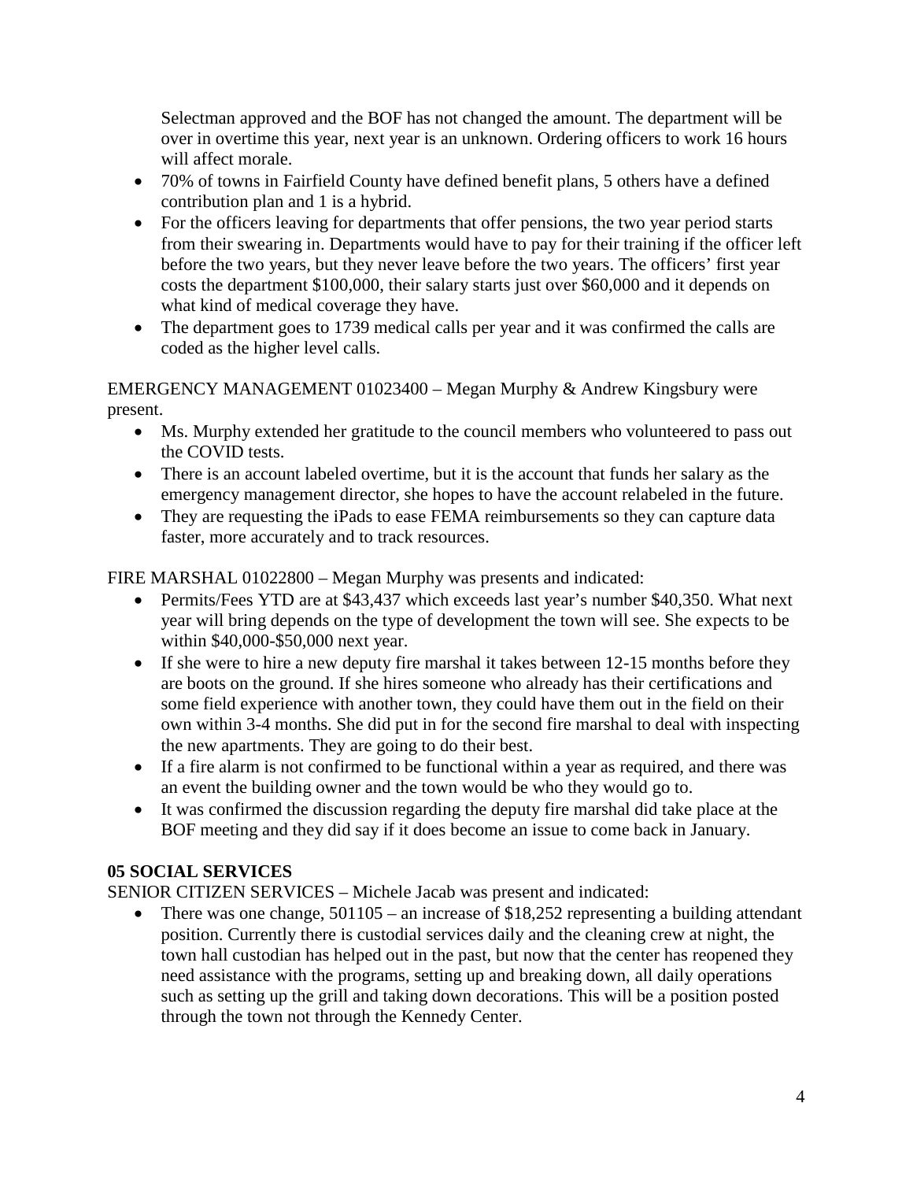Selectman approved and the BOF has not changed the amount. The department will be over in overtime this year, next year is an unknown. Ordering officers to work 16 hours will affect morale.

- 70% of towns in Fairfield County have defined benefit plans, 5 others have a defined contribution plan and 1 is a hybrid.
- For the officers leaving for departments that offer pensions, the two year period starts from their swearing in. Departments would have to pay for their training if the officer left before the two years, but they never leave before the two years. The officers' first year costs the department $100,000, their salary starts just over $60,000 and it depends on what kind of medical coverage they have.
- The department goes to 1739 medical calls per year and it was confirmed the calls are coded as the higher level calls.

EMERGENCY MANAGEMENT 01023400 – Megan Murphy & Andrew Kingsbury were present.

- Ms. Murphy extended her gratitude to the council members who volunteered to pass out the COVID tests.
- There is an account labeled overtime, but it is the account that funds her salary as the emergency management director, she hopes to have the account relabeled in the future.
- They are requesting the iPads to ease FEMA reimbursements so they can capture data faster, more accurately and to track resources.

FIRE MARSHAL 01022800 – Megan Murphy was presents and indicated:

- Permits/Fees YTD are at $43,437 which exceeds last year's number $40,350. What next year will bring depends on the type of development the town will see. She expects to be within $40,000-$50,000 next year.
- If she were to hire a new deputy fire marshal it takes between 12-15 months before they are boots on the ground. If she hires someone who already has their certifications and some field experience with another town, they could have them out in the field on their own within 3-4 months. She did put in for the second fire marshal to deal with inspecting the new apartments. They are going to do their best.
- If a fire alarm is not confirmed to be functional within a year as required, and there was an event the building owner and the town would be who they would go to.
- It was confirmed the discussion regarding the deputy fire marshal did take place at the BOF meeting and they did say if it does become an issue to come back in January.

**05 SOCIAL SERVICES**

SENIOR CITIZEN SERVICES – Michele Jacab was present and indicated:

- There was one change, 501105 – an increase of $18,252 representing a building attendant position. Currently there is custodial services daily and the cleaning crew at night, the town hall custodian has helped out in the past, but now that the center has reopened they need assistance with the programs, setting up and breaking down, all daily operations such as setting up the grill and taking down decorations. This will be a position posted through the town not through the Kennedy Center.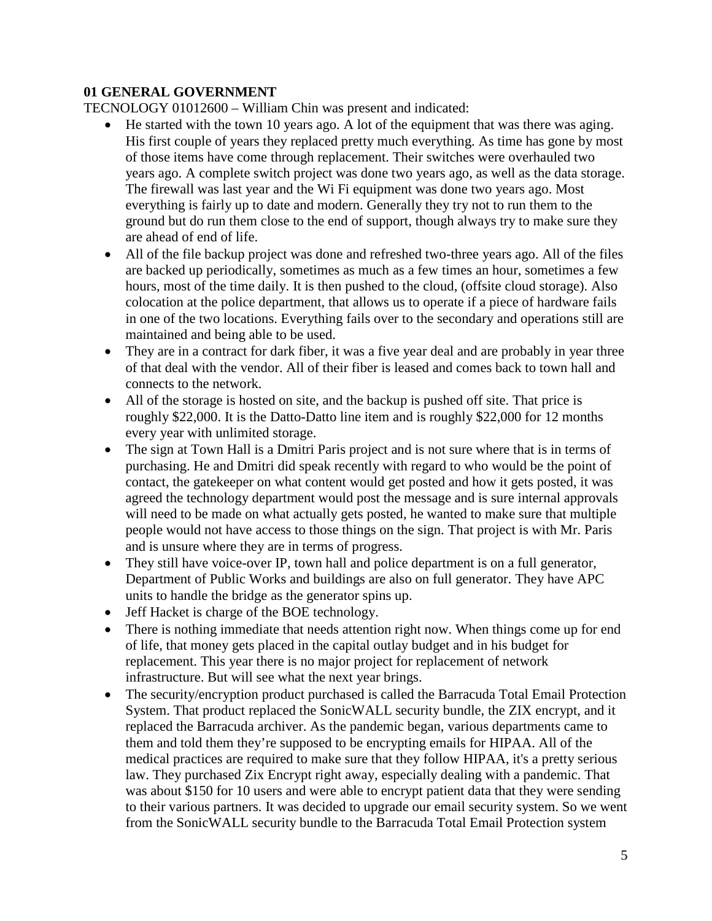**01 GENERAL GOVERNMENT**

TECNOLOGY 01012600 – William Chin was present and indicated:

- He started with the town 10 years ago. A lot of the equipment that was there was aging. His first couple of years they replaced pretty much everything. As time has gone by most of those items have come through replacement. Their switches were overhauled two years ago. A complete switch project was done two years ago, as well as the data storage. The firewall was last year and the Wi Fi equipment was done two years ago. Most everything is fairly up to date and modern. Generally they try not to run them to the ground but do run them close to the end of support, though always try to make sure they are ahead of end of life.
- All of the file backup project was done and refreshed two-three years ago. All of the files are backed up periodically, sometimes as much as a few times an hour, sometimes a few hours, most of the time daily. It is then pushed to the cloud, (offsite cloud storage). Also colocation at the police department, that allows us to operate if a piece of hardware fails in one of the two locations. Everything fails over to the secondary and operations still are maintained and being able to be used.
- They are in a contract for dark fiber, it was a five year deal and are probably in year three of that deal with the vendor. All of their fiber is leased and comes back to town hall and connects to the network.
- All of the storage is hosted on site, and the backup is pushed off site. That price is roughly $22,000. It is the Datto-Datto line item and is roughly $22,000 for 12 months every year with unlimited storage.
- The sign at Town Hall is a Dmitri Paris project and is not sure where that is in terms of purchasing. He and Dmitri did speak recently with regard to who would be the point of contact, the gatekeeper on what content would get posted and how it gets posted, it was agreed the technology department would post the message and is sure internal approvals will need to be made on what actually gets posted, he wanted to make sure that multiple people would not have access to those things on the sign. That project is with Mr. Paris and is unsure where they are in terms of progress.
- They still have voice-over IP, town hall and police department is on a full generator, Department of Public Works and buildings are also on full generator. They have APC units to handle the bridge as the generator spins up.
- Jeff Hacket is charge of the BOE technology.
- There is nothing immediate that needs attention right now. When things come up for end of life, that money gets placed in the capital outlay budget and in his budget for replacement. This year there is no major project for replacement of network infrastructure. But will see what the next year brings.
- The security/encryption product purchased is called the Barracuda Total Email Protection System. That product replaced the SonicWALL security bundle, the ZIX encrypt, and it replaced the Barracuda archiver. As the pandemic began, various departments came to them and told them they're supposed to be encrypting emails for HIPAA. All of the medical practices are required to make sure that they follow HIPAA, it's a pretty serious law. They purchased Zix Encrypt right away, especially dealing with a pandemic. That was about $150 for 10 users and were able to encrypt patient data that they were sending to their various partners. It was decided to upgrade our email security system. So we went from the SonicWALL security bundle to the Barracuda Total Email Protection system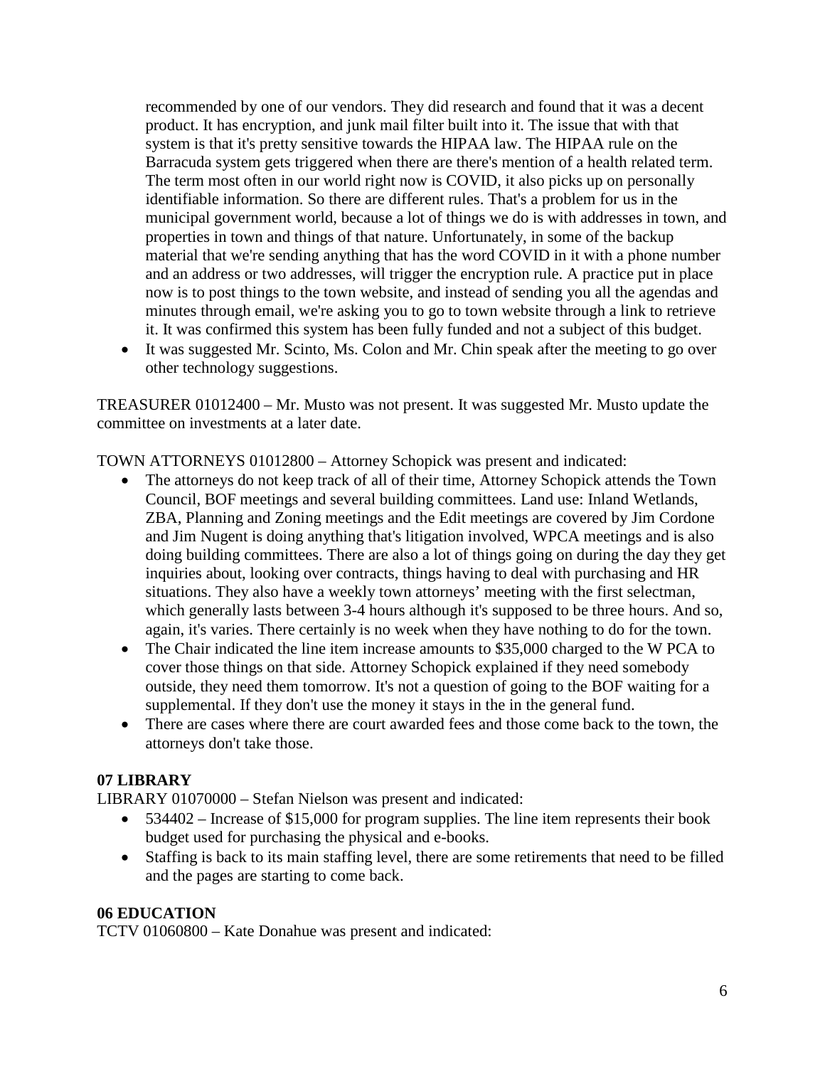recommended by one of our vendors. They did research and found that it was a decent product. It has encryption, and junk mail filter built into it. The issue that with that system is that it's pretty sensitive towards the HIPAA law. The HIPAA rule on the Barracuda system gets triggered when there are there's mention of a health related term. The term most often in our world right now is COVID, it also picks up on personally identifiable information. So there are different rules. That's a problem for us in the municipal government world, because a lot of things we do is with addresses in town, and properties in town and things of that nature. Unfortunately, in some of the backup material that we're sending anything that has the word COVID in it with a phone number and an address or two addresses, will trigger the encryption rule. A practice put in place now is to post things to the town website, and instead of sending you all the agendas and minutes through email, we're asking you to go to town website through a link to retrieve it. It was confirmed this system has been fully funded and not a subject of this budget.

- It was suggested Mr. Scinto, Ms. Colon and Mr. Chin speak after the meeting to go over other technology suggestions.

TREASURER 01012400 – Mr. Musto was not present. It was suggested Mr. Musto update the committee on investments at a later date.

TOWN ATTORNEYS 01012800 – Attorney Schopick was present and indicated:

- The attorneys do not keep track of all of their time, Attorney Schopick attends the Town Council, BOF meetings and several building committees. Land use: Inland Wetlands, ZBA, Planning and Zoning meetings and the Edit meetings are covered by Jim Cordone and Jim Nugent is doing anything that's litigation involved, WPCA meetings and is also doing building committees. There are also a lot of things going on during the day they get inquiries about, looking over contracts, things having to deal with purchasing and HR situations. They also have a weekly town attorneys' meeting with the first selectman, which generally lasts between 3-4 hours although it's supposed to be three hours. And so, again, it's varies. There certainly is no week when they have nothing to do for the town.
- The Chair indicated the line item increase amounts to $35,000 charged to the W PCA to cover those things on that side. Attorney Schopick explained if they need somebody outside, they need them tomorrow. It's not a question of going to the BOF waiting for a supplemental. If they don't use the money it stays in the in the general fund.
- There are cases where there are court awarded fees and those come back to the town, the attorneys don't take those.

**07 LIBRARY**

LIBRARY 01070000 – Stefan Nielson was present and indicated:

- 534402 – Increase of $15,000 for program supplies. The line item represents their book budget used for purchasing the physical and e-books.
- Staffing is back to its main staffing level, there are some retirements that need to be filled and the pages are starting to come back.

**06 EDUCATION**

TCTV 01060800 – Kate Donahue was present and indicated: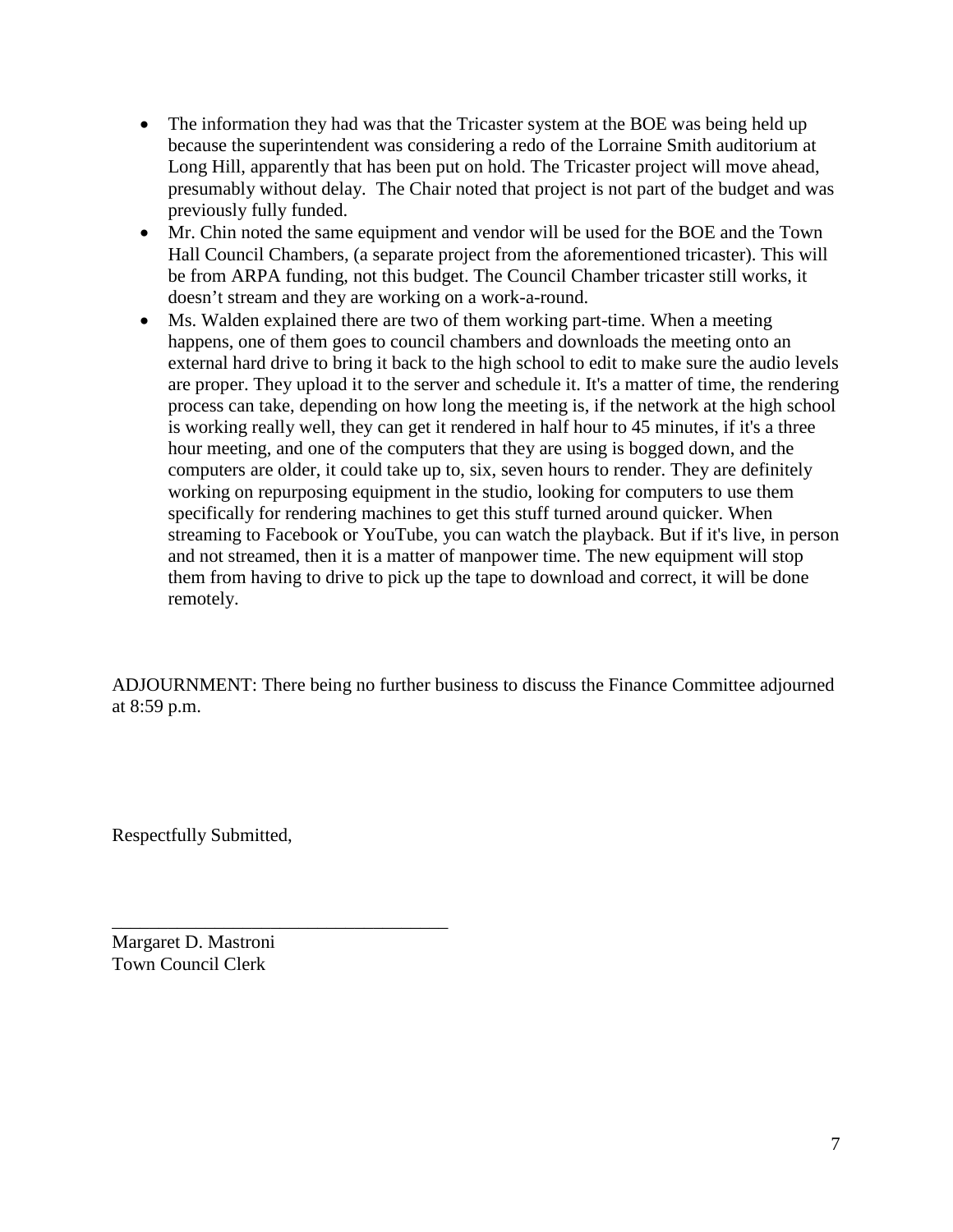- The information they had was that the Tricaster system at the BOE was being held up because the superintendent was considering a redo of the Lorraine Smith auditorium at Long Hill, apparently that has been put on hold. The Tricaster project will move ahead, presumably without delay. The Chair noted that project is not part of the budget and was previously fully funded.
- Mr. Chin noted the same equipment and vendor will be used for the BOE and the Town Hall Council Chambers, (a separate project from the aforementioned tricaster). This will be from ARPA funding, not this budget. The Council Chamber tricaster still works, it doesn't stream and they are working on a work-a-round.
- Ms. Walden explained there are two of them working part-time. When a meeting happens, one of them goes to council chambers and downloads the meeting onto an external hard drive to bring it back to the high school to edit to make sure the audio levels are proper. They upload it to the server and schedule it. It's a matter of time, the rendering process can take, depending on how long the meeting is, if the network at the high school is working really well, they can get it rendered in half hour to 45 minutes, if it's a three hour meeting, and one of the computers that they are using is bogged down, and the computers are older, it could take up to, six, seven hours to render. They are definitely working on repurposing equipment in the studio, looking for computers to use them specifically for rendering machines to get this stuff turned around quicker. When streaming to Facebook or YouTube, you can watch the playback. But if it's live, in person and not streamed, then it is a matter of manpower time. The new equipment will stop them from having to drive to pick up the tape to download and correct, it will be done remotely.

ADJOURNMENT: There being no further business to discuss the Finance Committee adjourned at 8:59 p.m.

Respectfully Submitted,

\_\_\_\_\_\_\_\_\_\_\_\_\_\_\_\_\_\_\_\_\_\_\_\_\_\_\_\_\_\_\_\_\_\_\_\_

Margaret D. Mastroni
Town Council Clerk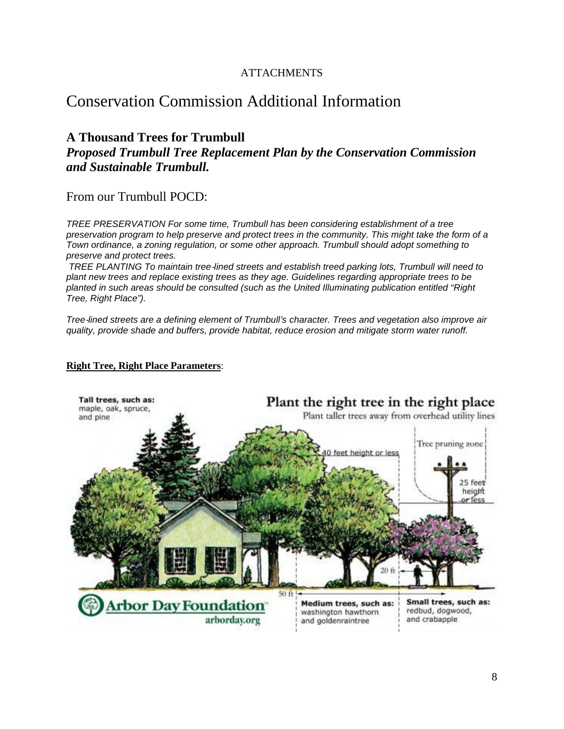ATTACHMENTS

# Conservation Commission Additional Information

## A Thousand Trees for Trumbull

***Proposed Trumbull Tree Replacement Plan by the Conservation Commission and Sustainable Trumbull.***

From our Trumbull POCD:

*TREE PRESERVATION For some time, Trumbull has been considering establishment of a tree preservation program to help preserve and protect trees in the community. This might take the form of a Town ordinance, a zoning regulation, or some other approach. Trumbull should adopt something to preserve and protect trees.*

*TREE PLANTING To maintain tree-lined streets and establish treed parking lots, Trumbull will need to plant new trees and replace existing trees as they age. Guidelines regarding appropriate trees to be planted in such areas should be consulted (such as the United Illuminating publication entitled "Right Tree, Right Place").*

*Tree-lined streets are a defining element of Trumbull's character. Trees and vegetation also improve air quality, provide shade and buffers, provide habitat, reduce erosion and mitigate storm water runoff.*

**Right Tree, Right Place Parameters**:

Plant the right tree in the right place

Plant taller trees away from overhead utility lines

Tall trees, such as: maple, oak, spruce, and pine

40 feet height or less

Tree pruning zone

25 feet height or less

20 ft

50 ft

Medium trees, such as: washington hawthorn and goldenraintree

Small trees, such as: redbud, dogwood, and crabapple

Arbor Day Foundation

arborday.org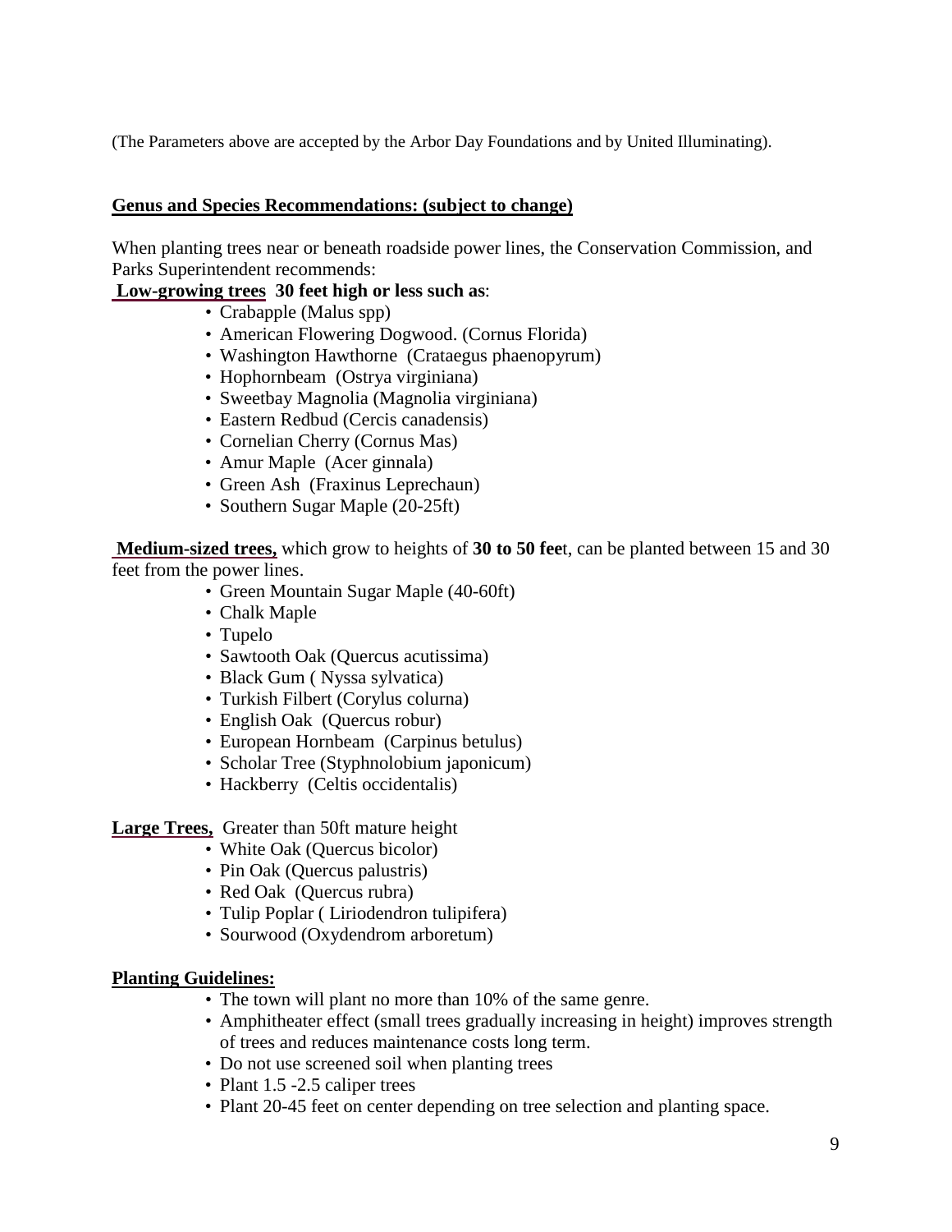(The Parameters above are accepted by the Arbor Day Foundations and by United Illuminating).

**Genus and Species Recommendations: (subject to change)**

When planting trees near or beneath roadside power lines, the Conservation Commission, and Parks Superintendent recommends:

**Low-growing trees 30 feet high or less such as**:

- Crabapple (Malus spp)
- American Flowering Dogwood. (Cornus Florida)
- Washington Hawthorne (Crataegus phaenopyrum)
- Hophornbeam (Ostrya virginiana)
- Sweetbay Magnolia (Magnolia virginiana)
- Eastern Redbud (Cercis canadensis)
- Cornelian Cherry (Cornus Mas)
- Amur Maple (Acer ginnala)
- Green Ash (Fraxinus Leprechaun)
- Southern Sugar Maple (20-25ft)

**Medium-sized trees,** which grow to heights of **30 to 50 fee**t, can be planted between 15 and 30 feet from the power lines.

- Green Mountain Sugar Maple (40-60ft)
- Chalk Maple
- Tupelo
- Sawtooth Oak (Quercus acutissima)
- Black Gum ( Nyssa sylvatica)
- Turkish Filbert (Corylus colurna)
- English Oak (Quercus robur)
- European Hornbeam (Carpinus betulus)
- Scholar Tree (Styphnolobium japonicum)
- Hackberry (Celtis occidentalis)

**Large Trees,** Greater than 50ft mature height

- White Oak (Quercus bicolor)
- Pin Oak (Quercus palustris)
- Red Oak (Quercus rubra)
- Tulip Poplar ( Liriodendron tulipifera)
- Sourwood (Oxydendrom arboretum)

**Planting Guidelines:**

- The town will plant no more than 10% of the same genre.
- Amphitheater effect (small trees gradually increasing in height) improves strength of trees and reduces maintenance costs long term.
- Do not use screened soil when planting trees
- Plant 1.5 -2.5 caliper trees
- Plant 20-45 feet on center depending on tree selection and planting space.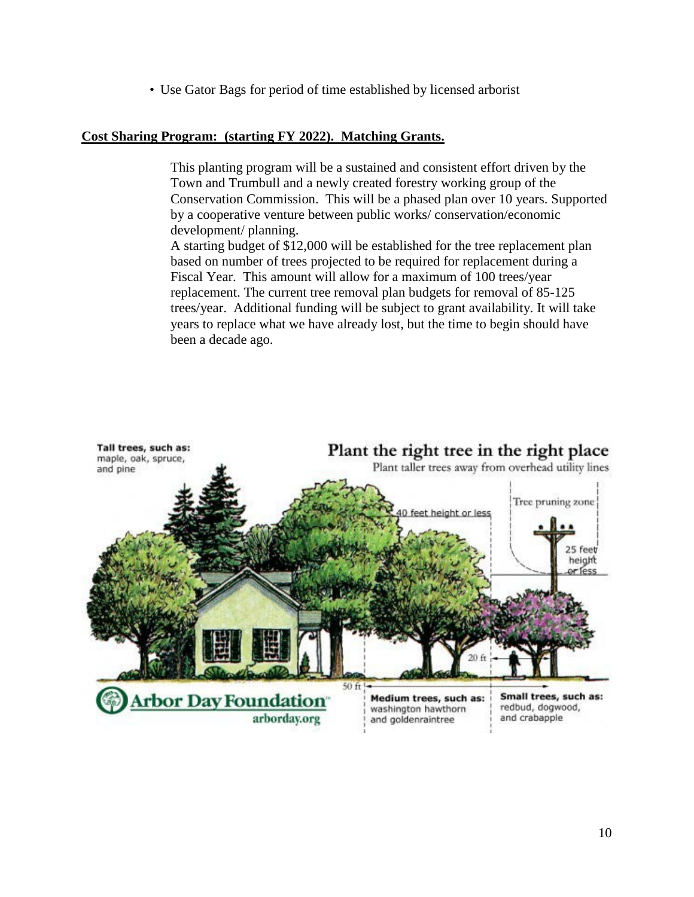- Use Gator Bags for period of time established by licensed arborist

**Cost Sharing Program: (starting FY 2022). Matching Grants.**

This planting program will be a sustained and consistent effort driven by the Town and Trumbull and a newly created forestry working group of the Conservation Commission. This will be a phased plan over 10 years. Supported by a cooperative venture between public works/ conservation/economic development/ planning.

A starting budget of $12,000 will be established for the tree replacement plan based on number of trees projected to be required for replacement during a Fiscal Year. This amount will allow for a maximum of 100 trees/year replacement. The current tree removal plan budgets for removal of 85-125 trees/year. Additional funding will be subject to grant availability. It will take years to replace what we have already lost, but the time to begin should have been a decade ago.

Plant the right tree in the right place

Plant taller trees away from overhead utility lines

Tall trees, such as: maple, oak, spruce, and pine

40 feet height or less

Tree pruning zone

25 feet height or less

20 ft

50 ft

Medium trees, such as: washington hawthorn and goldenraintree

Small trees, such as: redbud, dogwood, and crabapple

Arbor Day Foundation

arborday.org